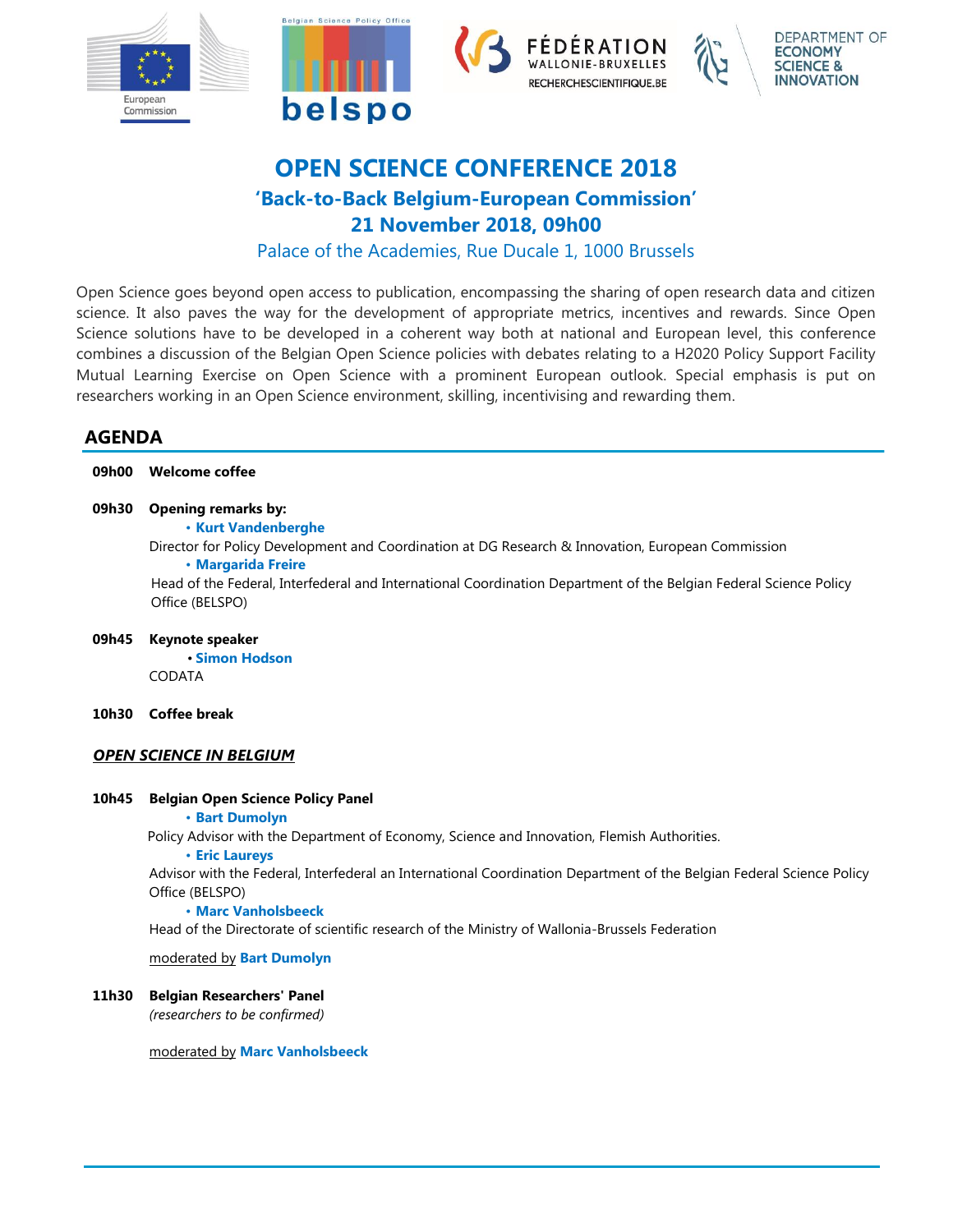# OPEN SCIENCE CONFERENCE 2018

## 'Back-to-Back Belgium-European Commission'

## 21 November 2018, 09h00

Palace of the Academies, Rue Ducale 1, 1000 Brussels

Open Science goes beyond open access to publication, encompassing the sharing of open research data and citizen science. It also paves the way for the development of appropriate metrics, incentives and rewards. Since Open Science solutions have to be developed in a coherent way both at national and European level, this conference combines a discussion of the Belgian Open Science policies with debates relating to a H2020 Policy Support Facility Mutual Learning Exercise on Open Science with a prominent European outlook. Special emphasis is put on researchers working in an Open Science environment, skilling, incentivising and rewarding them.

## AGENDA

**09h00 Welcome coffee**

**09h30 Opening remarks by:**

- **Kurt Vandenberghe**

Director for Policy Development and Coordination at DG Research & Innovation, European Commission

- **Margarida Freire**

Head of the Federal, Interfederal and International Coordination Department of the Belgian Federal Science Policy Office (BELSPO)

**09h45 Keynote speaker**

- **Simon Hodson**

CODATA

**10h30 Coffee break**

***OPEN SCIENCE IN BELGIUM***

**10h45 Belgian Open Science Policy Panel**

- **Bart Dumolyn**

Policy Advisor with the Department of Economy, Science and Innovation, Flemish Authorities.

- **Eric Laureys**

Advisor with the Federal, Interfederal an International Coordination Department of the Belgian Federal Science Policy Office (BELSPO)

- **Marc Vanholsbeeck**

Head of the Directorate of scientific research of the Ministry of Wallonia-Brussels Federation

moderated by **Bart Dumolyn**

**11h30 Belgian Researchers' Panel**

*(researchers to be confirmed)*

moderated by **Marc Vanholsbeeck**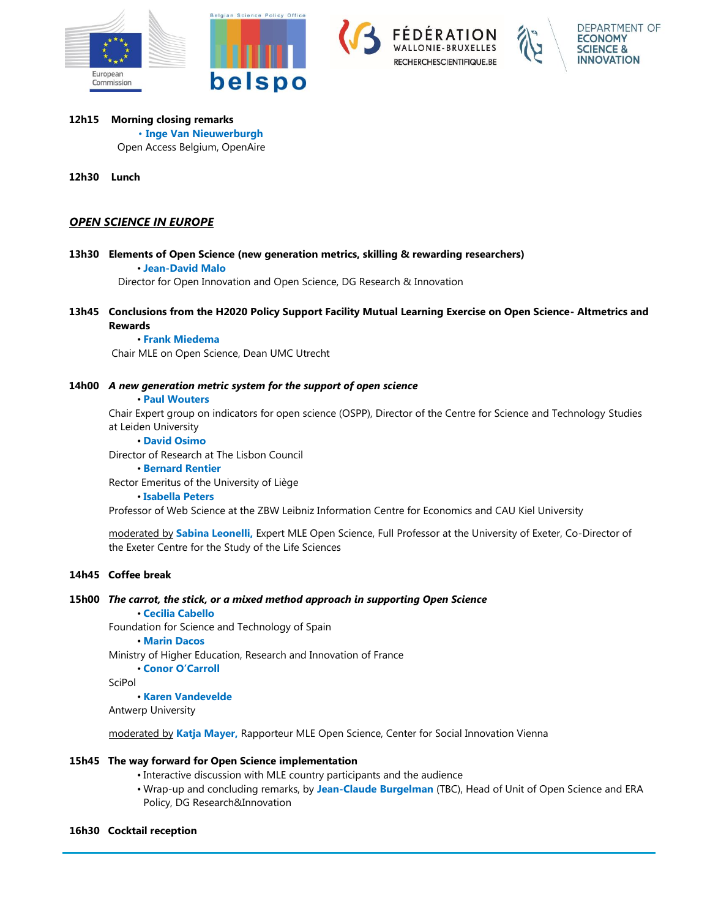**12h15 Morning closing remarks**

- **Inge Van Nieuwerburgh**

Open Access Belgium, OpenAire

**12h30 Lunch**

## ***OPEN SCIENCE IN EUROPE***

**13h30 Elements of Open Science (new generation metrics, skilling & rewarding researchers)**

- **Jean-David Malo**

Director for Open Innovation and Open Science, DG Research & Innovation

**13h45 Conclusions from the H2020 Policy Support Facility Mutual Learning Exercise on Open Science- Altmetrics and Rewards**

- **Frank Miedema**

Chair MLE on Open Science, Dean UMC Utrecht

**14h00 *A new generation metric system for the support of open science***

- **Paul Wouters**

Chair Expert group on indicators for open science (OSPP), Director of the Centre for Science and Technology Studies at Leiden University

- **David Osimo**

Director of Research at The Lisbon Council

- **Bernard Rentier**

Rector Emeritus of the University of Liège

- **Isabella Peters**

Professor of Web Science at the ZBW Leibniz Information Centre for Economics and CAU Kiel University

moderated by **Sabina Leonelli,** Expert MLE Open Science, Full Professor at the University of Exeter, Co-Director of the Exeter Centre for the Study of the Life Sciences

**14h45 Coffee break**

**15h00 *The carrot, the stick, or a mixed method approach in supporting Open Science***

- **Cecilia Cabello**

Foundation for Science and Technology of Spain

- **Marin Dacos**

Ministry of Higher Education, Research and Innovation of France

- **Conor O'Carroll**

SciPol

- **Karen Vandevelde**

Antwerp University

moderated by **Katja Mayer,** Rapporteur MLE Open Science, Center for Social Innovation Vienna

**15h45 The way forward for Open Science implementation**

- Interactive discussion with MLE country participants and the audience
- Wrap-up and concluding remarks, by **Jean-Claude Burgelman** (TBC), Head of Unit of Open Science and ERA Policy, DG Research&Innovation

**16h30 Cocktail reception**